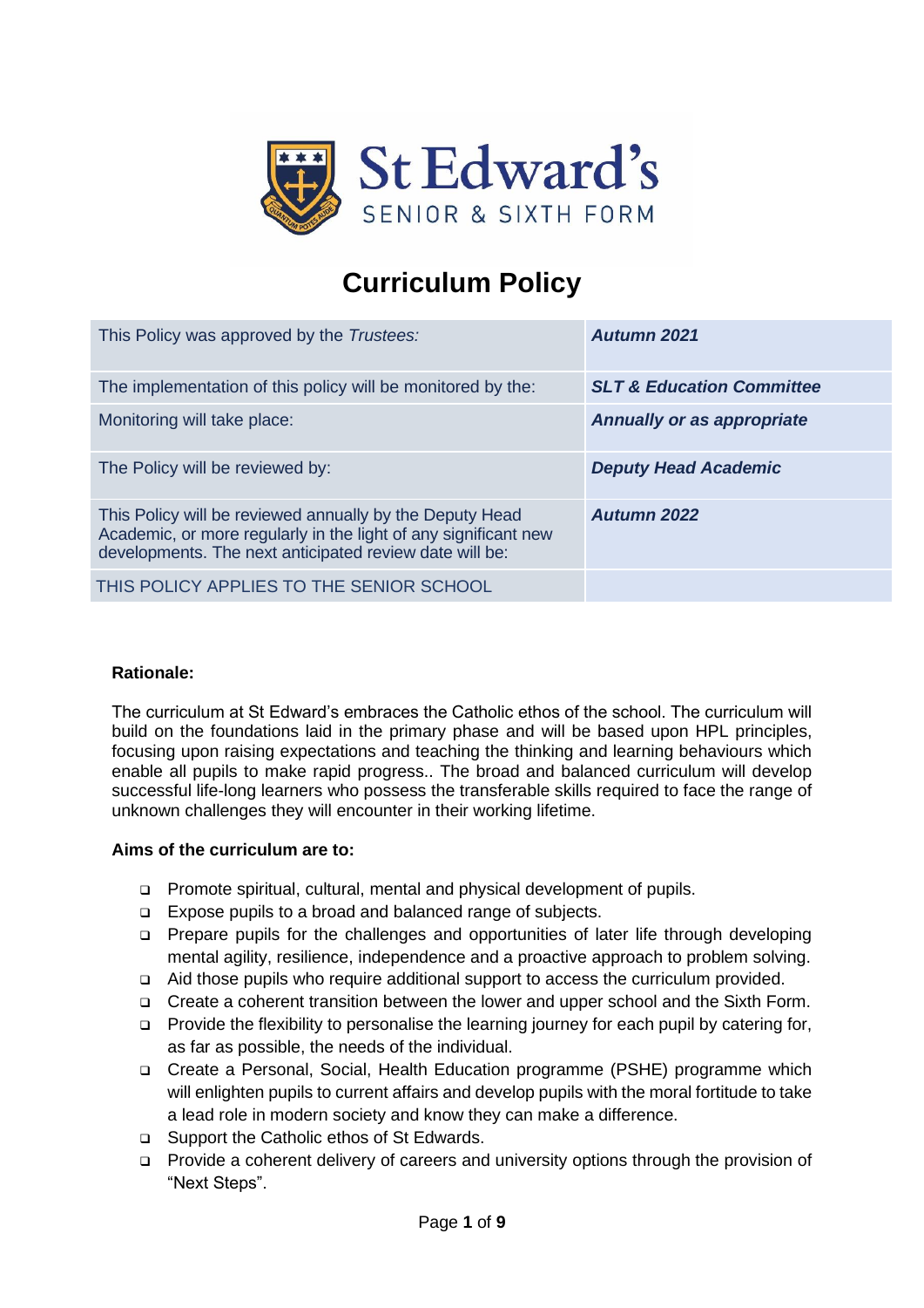St Edward's
SENIOR & SIXTH FORM

# Curriculum Policy

| | |
|---|---|
| This Policy was approved by the *Trustees:* | ***Autumn 2021*** |
| The implementation of this policy will be monitored by the: | ***SLT & Education Committee*** |
| Monitoring will take place: | ***Annually or as appropriate*** |
| The Policy will be reviewed by: | ***Deputy Head Academic*** |
| This Policy will be reviewed annually by the Deputy Head Academic, or more regularly in the light of any significant new developments. The next anticipated review date will be: | ***Autumn 2022*** |
| THIS POLICY APPLIES TO THE SENIOR SCHOOL | |

**Rationale:**

The curriculum at St Edward's embraces the Catholic ethos of the school. The curriculum will build on the foundations laid in the primary phase and will be based upon HPL principles, focusing upon raising expectations and teaching the thinking and learning behaviours which enable all pupils to make rapid progress.. The broad and balanced curriculum will develop successful life-long learners who possess the transferable skills required to face the range of unknown challenges they will encounter in their working lifetime.

**Aims of the curriculum are to:**

- Promote spiritual, cultural, mental and physical development of pupils.
- Expose pupils to a broad and balanced range of subjects.
- Prepare pupils for the challenges and opportunities of later life through developing mental agility, resilience, independence and a proactive approach to problem solving.
- Aid those pupils who require additional support to access the curriculum provided.
- Create a coherent transition between the lower and upper school and the Sixth Form.
- Provide the flexibility to personalise the learning journey for each pupil by catering for, as far as possible, the needs of the individual.
- Create a Personal, Social, Health Education programme (PSHE) programme which will enlighten pupils to current affairs and develop pupils with the moral fortitude to take a lead role in modern society and know they can make a difference.
- Support the Catholic ethos of St Edwards.
- Provide a coherent delivery of careers and university options through the provision of "Next Steps".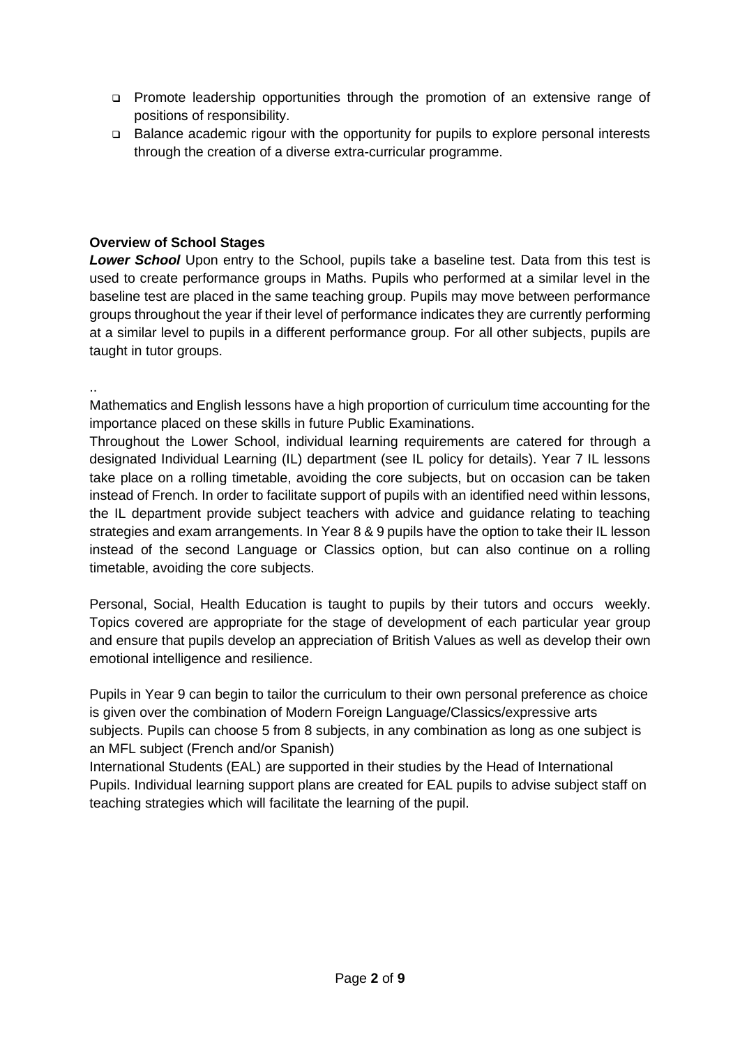- Promote leadership opportunities through the promotion of an extensive range of positions of responsibility.
- Balance academic rigour with the opportunity for pupils to explore personal interests through the creation of a diverse extra-curricular programme.

**Overview of School Stages**

***Lower School*** Upon entry to the School, pupils take a baseline test. Data from this test is used to create performance groups in Maths. Pupils who performed at a similar level in the baseline test are placed in the same teaching group. Pupils may move between performance groups throughout the year if their level of performance indicates they are currently performing at a similar level to pupils in a different performance group. For all other subjects, pupils are taught in tutor groups.

..

Mathematics and English lessons have a high proportion of curriculum time accounting for the importance placed on these skills in future Public Examinations.

Throughout the Lower School, individual learning requirements are catered for through a designated Individual Learning (IL) department (see IL policy for details). Year 7 IL lessons take place on a rolling timetable, avoiding the core subjects, but on occasion can be taken instead of French. In order to facilitate support of pupils with an identified need within lessons, the IL department provide subject teachers with advice and guidance relating to teaching strategies and exam arrangements. In Year 8 & 9 pupils have the option to take their IL lesson instead of the second Language or Classics option, but can also continue on a rolling timetable, avoiding the core subjects.

Personal, Social, Health Education is taught to pupils by their tutors and occurs weekly. Topics covered are appropriate for the stage of development of each particular year group and ensure that pupils develop an appreciation of British Values as well as develop their own emotional intelligence and resilience.

Pupils in Year 9 can begin to tailor the curriculum to their own personal preference as choice is given over the combination of Modern Foreign Language/Classics/expressive arts subjects. Pupils can choose 5 from 8 subjects, in any combination as long as one subject is an MFL subject (French and/or Spanish)

International Students (EAL) are supported in their studies by the Head of International Pupils. Individual learning support plans are created for EAL pupils to advise subject staff on teaching strategies which will facilitate the learning of the pupil.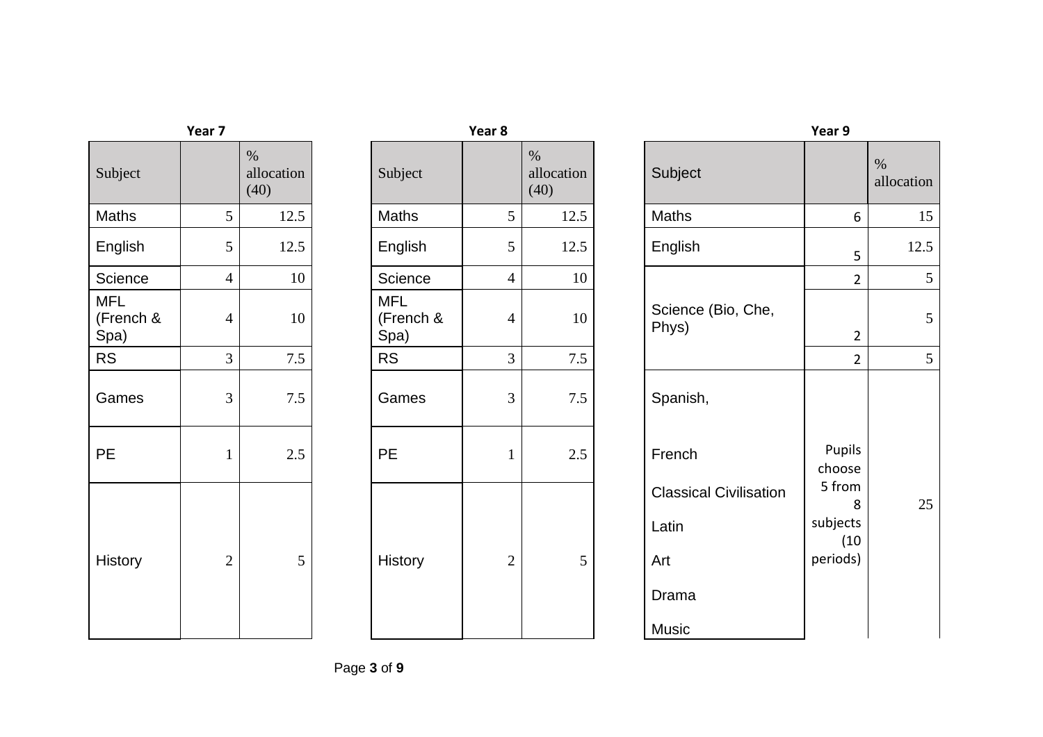**Year 7**

| Subject | | % allocation (40) |
|---|---|---|
| Maths | 5 | 12.5 |
| English | 5 | 12.5 |
| Science | 4 | 10 |
| MFL (French & Spa) | 4 | 10 |
| RS | 3 | 7.5 |
| Games | 3 | 7.5 |
| PE | 1 | 2.5 |
| History | 2 | 5 |

**Year 8**

| Subject | | % allocation (40) |
|---|---|---|
| Maths | 5 | 12.5 |
| English | 5 | 12.5 |
| Science | 4 | 10 |
| MFL (French & Spa) | 4 | 10 |
| RS | 3 | 7.5 |
| Games | 3 | 7.5 |
| PE | 1 | 2.5 |
| History | 2 | 5 |

**Year 9**

| Subject | | % allocation |
|---|---|---|
| Maths | 6 | 15 |
| English | 5 | 12.5 |
| Science (Bio, Che, Phys) | 2 | 5 |
| | 2 | 5 |
| | 2 | 5 |
| Spanish, French, Classical Civilisation, Latin, Art, Drama, Music | Pupils choose 5 from 8 subjects (10 periods) | 25 |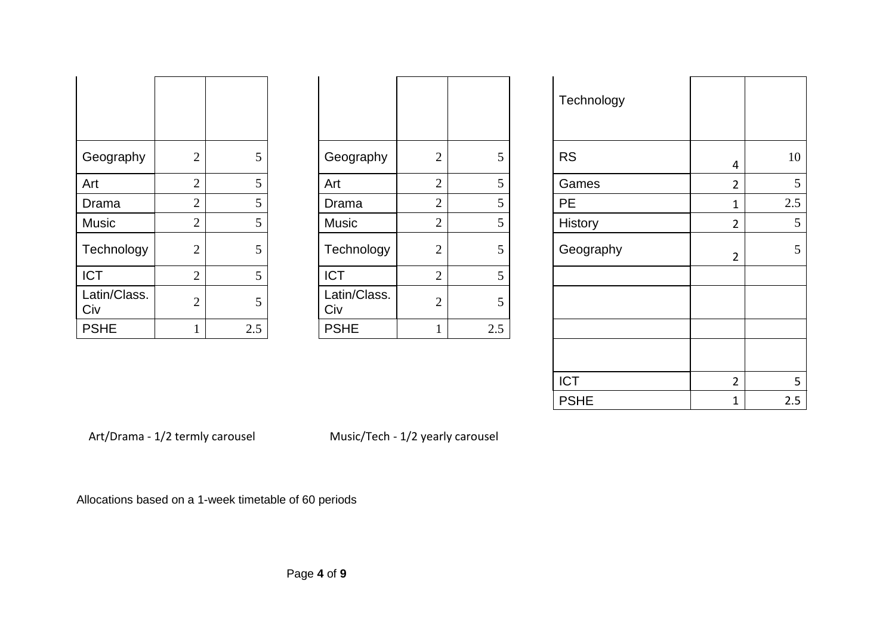| | | |
|---|---|---|
| | | |
| Geography | 2 | 5 |
| Art | 2 | 5 |
| Drama | 2 | 5 |
| Music | 2 | 5 |
| Technology | 2 | 5 |
| ICT | 2 | 5 |
| Latin/Class. Civ | 2 | 5 |
| PSHE | 1 | 2.5 |

| | | |
|---|---|---|
| | | |
| Geography | 2 | 5 |
| Art | 2 | 5 |
| Drama | 2 | 5 |
| Music | 2 | 5 |
| Technology | 2 | 5 |
| ICT | 2 | 5 |
| Latin/Class. Civ | 2 | 5 |
| PSHE | 1 | 2.5 |

| | | |
|---|---|---|
| Technology | | |
| RS | 4 | 10 |
| Games | 2 | 5 |
| PE | 1 | 2.5 |
| History | 2 | 5 |
| Geography | 2 | 5 |
| | | |
| | | |
| | | |
| | | |
| ICT | 2 | 5 |
| PSHE | 1 | 2.5 |

Art/Drama - 1/2 termly carousel

Music/Tech - 1/2 yearly carousel

Allocations based on a 1-week timetable of 60 periods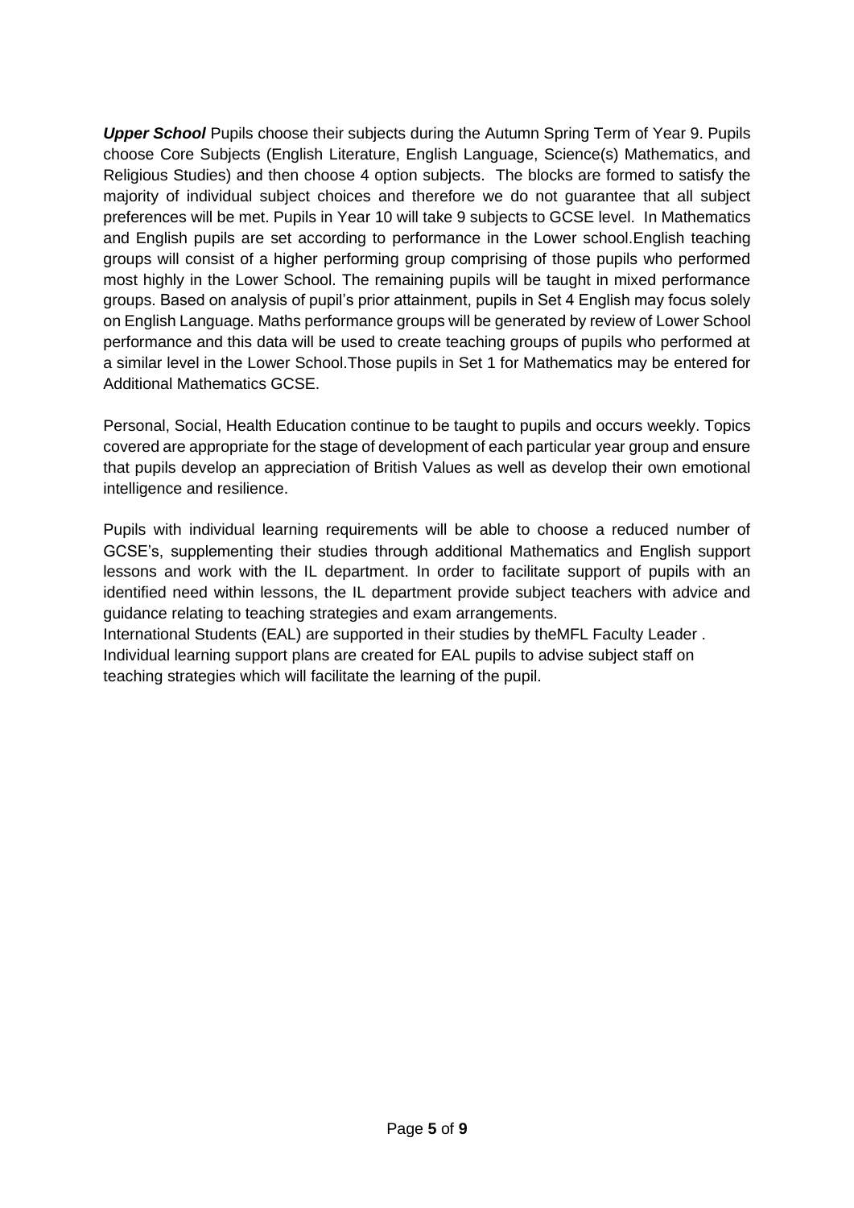***Upper School*** Pupils choose their subjects during the Autumn Spring Term of Year 9. Pupils choose Core Subjects (English Literature, English Language, Science(s) Mathematics, and Religious Studies) and then choose 4 option subjects. The blocks are formed to satisfy the majority of individual subject choices and therefore we do not guarantee that all subject preferences will be met. Pupils in Year 10 will take 9 subjects to GCSE level. In Mathematics and English pupils are set according to performance in the Lower school.English teaching groups will consist of a higher performing group comprising of those pupils who performed most highly in the Lower School. The remaining pupils will be taught in mixed performance groups. Based on analysis of pupil's prior attainment, pupils in Set 4 English may focus solely on English Language. Maths performance groups will be generated by review of Lower School performance and this data will be used to create teaching groups of pupils who performed at a similar level in the Lower School.Those pupils in Set 1 for Mathematics may be entered for Additional Mathematics GCSE.

Personal, Social, Health Education continue to be taught to pupils and occurs weekly. Topics covered are appropriate for the stage of development of each particular year group and ensure that pupils develop an appreciation of British Values as well as develop their own emotional intelligence and resilience.

Pupils with individual learning requirements will be able to choose a reduced number of GCSE's, supplementing their studies through additional Mathematics and English support lessons and work with the IL department. In order to facilitate support of pupils with an identified need within lessons, the IL department provide subject teachers with advice and guidance relating to teaching strategies and exam arrangements.
International Students (EAL) are supported in their studies by theMFL Faculty Leader .
Individual learning support plans are created for EAL pupils to advise subject staff on teaching strategies which will facilitate the learning of the pupil.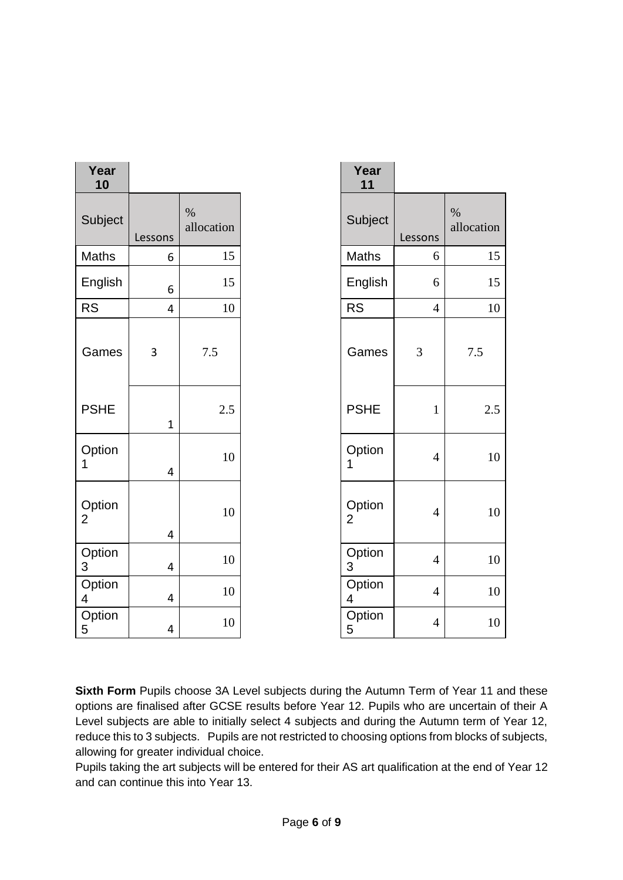| Year 10 | | |
|---|---|---|
| Subject | Lessons | % allocation |
| Maths | 6 | 15 |
| English | 6 | 15 |
| RS | 4 | 10 |
| Games | 3 | 7.5 |
| PSHE | 1 | 2.5 |
| Option 1 | 4 | 10 |
| Option 2 | 4 | 10 |
| Option 3 | 4 | 10 |
| Option 4 | 4 | 10 |
| Option 5 | 4 | 10 |

| Year 11 | | |
|---|---|---|
| Subject | Lessons | % allocation |
| Maths | 6 | 15 |
| English | 6 | 15 |
| RS | 4 | 10 |
| Games | 3 | 7.5 |
| PSHE | 1 | 2.5 |
| Option 1 | 4 | 10 |
| Option 2 | 4 | 10 |
| Option 3 | 4 | 10 |
| Option 4 | 4 | 10 |
| Option 5 | 4 | 10 |

**Sixth Form** Pupils choose 3A Level subjects during the Autumn Term of Year 11 and these options are finalised after GCSE results before Year 12. Pupils who are uncertain of their A Level subjects are able to initially select 4 subjects and during the Autumn term of Year 12, reduce this to 3 subjects. Pupils are not restricted to choosing options from blocks of subjects, allowing for greater individual choice.

Pupils taking the art subjects will be entered for their AS art qualification at the end of Year 12 and can continue this into Year 13.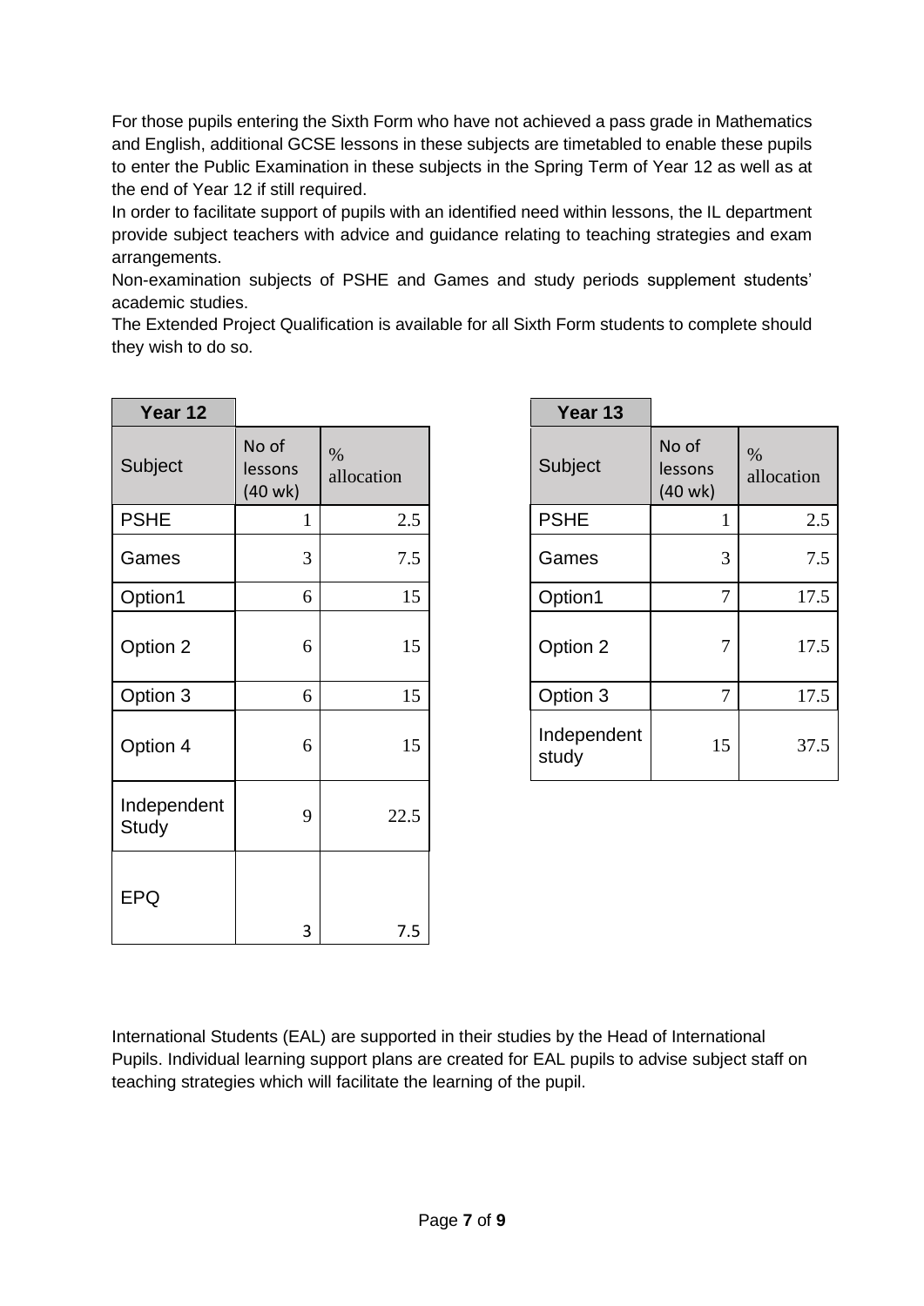For those pupils entering the Sixth Form who have not achieved a pass grade in Mathematics and English, additional GCSE lessons in these subjects are timetabled to enable these pupils to enter the Public Examination in these subjects in the Spring Term of Year 12 as well as at the end of Year 12 if still required.

In order to facilitate support of pupils with an identified need within lessons, the IL department provide subject teachers with advice and guidance relating to teaching strategies and exam arrangements.

Non-examination subjects of PSHE and Games and study periods supplement students' academic studies.

The Extended Project Qualification is available for all Sixth Form students to complete should they wish to do so.

| Year 12 | | |
|---|---|---|
| Subject | No of lessons (40 wk) | % allocation |
| PSHE | 1 | 2.5 |
| Games | 3 | 7.5 |
| Option1 | 6 | 15 |
| Option 2 | 6 | 15 |
| Option 3 | 6 | 15 |
| Option 4 | 6 | 15 |
| Independent Study | 9 | 22.5 |
| EPQ | 3 | 7.5 |

| Year 13 | | |
|---|---|---|
| Subject | No of lessons (40 wk) | % allocation |
| PSHE | 1 | 2.5 |
| Games | 3 | 7.5 |
| Option1 | 7 | 17.5 |
| Option 2 | 7 | 17.5 |
| Option 3 | 7 | 17.5 |
| Independent study | 15 | 37.5 |

International Students (EAL) are supported in their studies by the Head of International Pupils. Individual learning support plans are created for EAL pupils to advise subject staff on teaching strategies which will facilitate the learning of the pupil.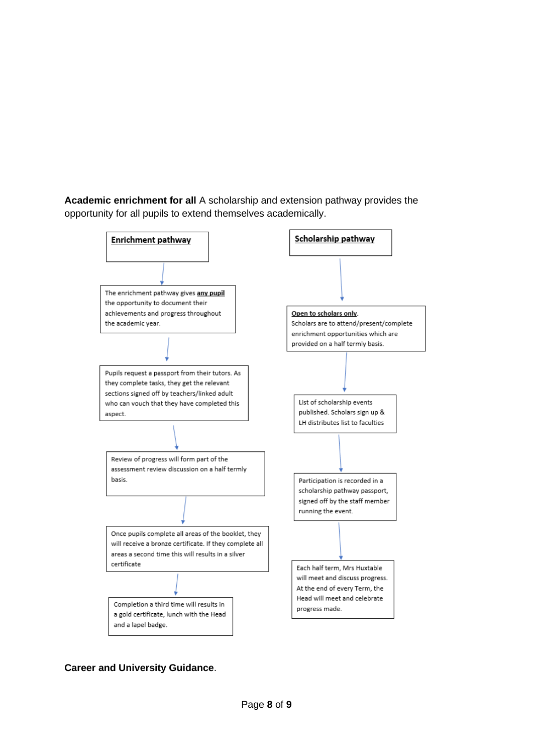**Academic enrichment for all** A scholarship and extension pathway provides the opportunity for all pupils to extend themselves academically.

**Enrichment pathway**

The enrichment pathway gives **any pupil** the opportunity to document their achievements and progress throughout the academic year.

↓

Pupils request a passport from their tutors. As they complete tasks, they get the relevant sections signed off by teachers/linked adult who can vouch that they have completed this aspect.

↓

Review of progress will form part of the assessment review discussion on a half termly basis.

↓

Once pupils complete all areas of the booklet, they will receive a bronze certificate. If they complete all areas a second time this will results in a silver certificate

↓

Completion a third time will results in a gold certificate, lunch with the Head and a lapel badge.

**Scholarship pathway**

**Open to scholars only**.
Scholars are to attend/present/complete enrichment opportunities which are provided on a half termly basis.

↓

List of scholarship events published. Scholars sign up & LH distributes list to faculties

↓

Participation is recorded in a scholarship pathway passport, signed off by the staff member running the event.

↓

Each half term, Mrs Huxtable will meet and discuss progress. At the end of every Term, the Head will meet and celebrate progress made.

**Career and University Guidance**.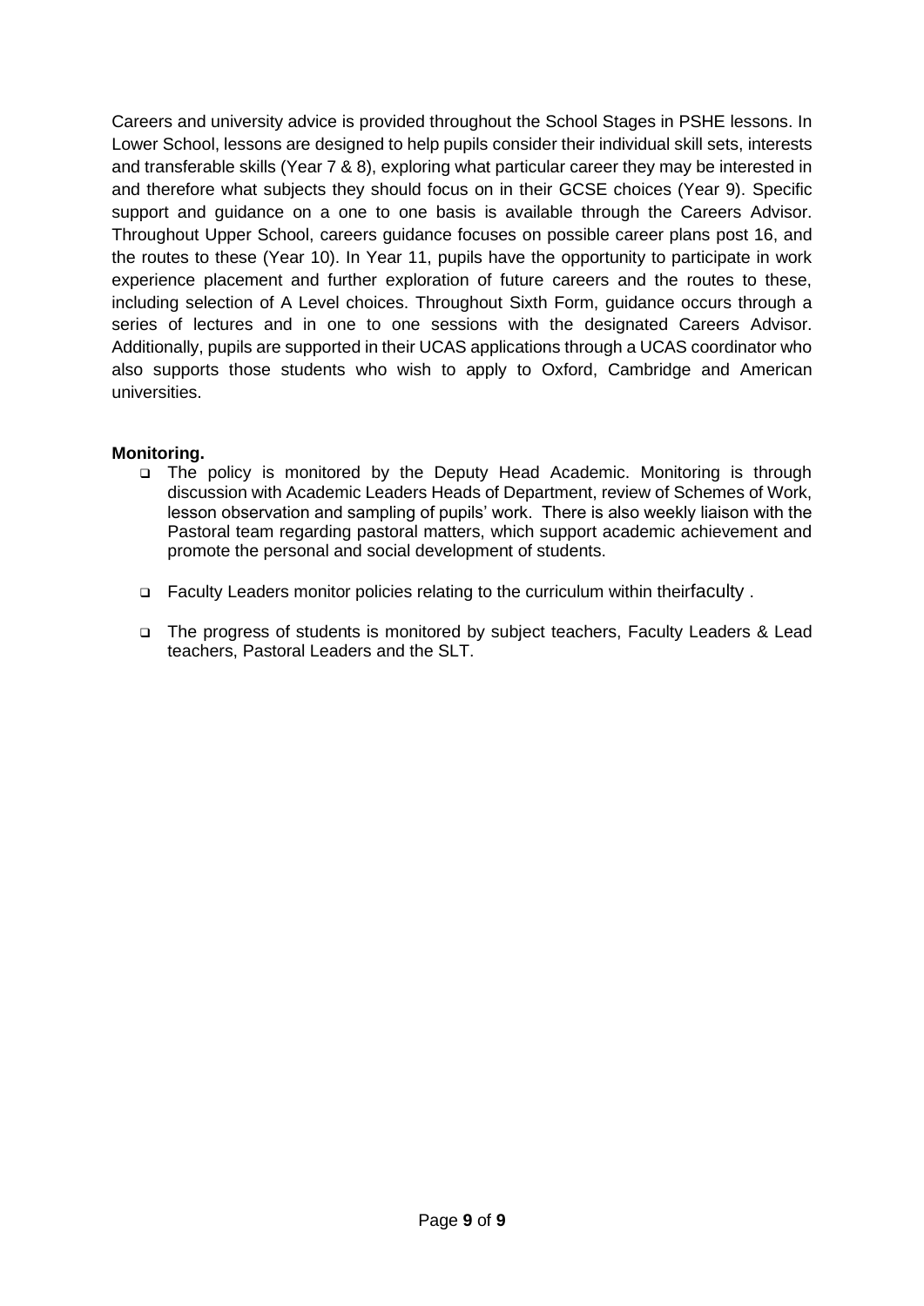Careers and university advice is provided throughout the School Stages in PSHE lessons. In Lower School, lessons are designed to help pupils consider their individual skill sets, interests and transferable skills (Year 7 & 8), exploring what particular career they may be interested in and therefore what subjects they should focus on in their GCSE choices (Year 9). Specific support and guidance on a one to one basis is available through the Careers Advisor. Throughout Upper School, careers guidance focuses on possible career plans post 16, and the routes to these (Year 10). In Year 11, pupils have the opportunity to participate in work experience placement and further exploration of future careers and the routes to these, including selection of A Level choices. Throughout Sixth Form, guidance occurs through a series of lectures and in one to one sessions with the designated Careers Advisor. Additionally, pupils are supported in their UCAS applications through a UCAS coordinator who also supports those students who wish to apply to Oxford, Cambridge and American universities.

**Monitoring.**

- The policy is monitored by the Deputy Head Academic. Monitoring is through discussion with Academic Leaders Heads of Department, review of Schemes of Work, lesson observation and sampling of pupils' work. There is also weekly liaison with the Pastoral team regarding pastoral matters, which support academic achievement and promote the personal and social development of students.
- Faculty Leaders monitor policies relating to the curriculum within theirfaculty .
- The progress of students is monitored by subject teachers, Faculty Leaders & Lead teachers, Pastoral Leaders and the SLT.